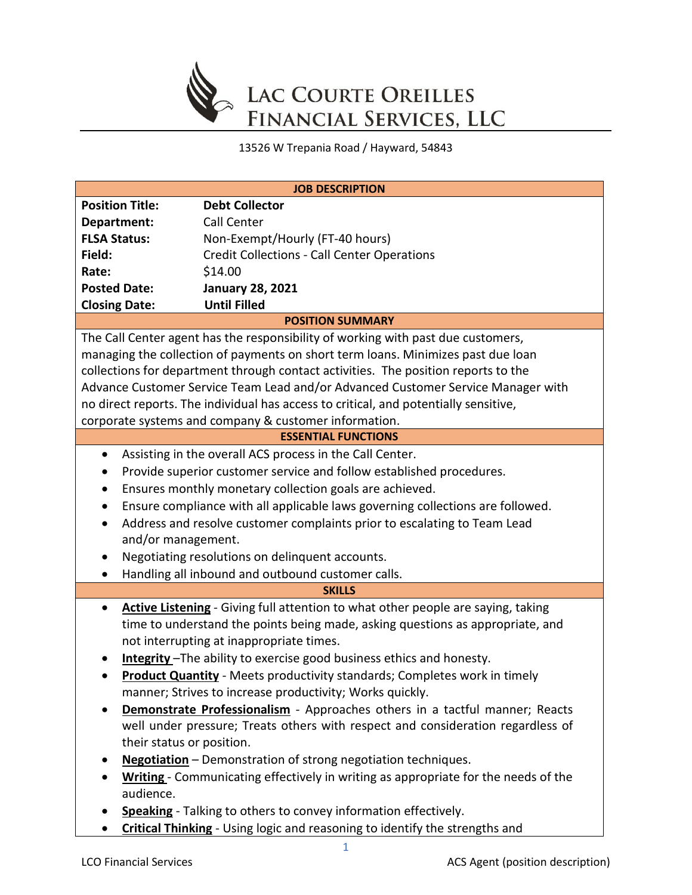# Lac Courte Oreilles Financial Services, LLC

13526 W Trepania Road / Hayward, 54843

## JOB DESCRIPTION

| | |
|---|---|
| **Position Title:** | **Debt Collector** |
| **Department:** | Call Center |
| **FLSA Status:** | Non-Exempt/Hourly (FT-40 hours) |
| **Field:** | Credit Collections - Call Center Operations |
| **Rate:** | $14.00 |
| **Posted Date:** | **January 28, 2021** |
| **Closing Date:** | **Until Filled** |

## POSITION SUMMARY

The Call Center agent has the responsibility of working with past due customers, managing the collection of payments on short term loans. Minimizes past due loan collections for department through contact activities. The position reports to the Advance Customer Service Team Lead and/or Advanced Customer Service Manager with no direct reports. The individual has access to critical, and potentially sensitive, corporate systems and company & customer information.

## ESSENTIAL FUNCTIONS

- Assisting in the overall ACS process in the Call Center.
- Provide superior customer service and follow established procedures.
- Ensures monthly monetary collection goals are achieved.
- Ensure compliance with all applicable laws governing collections are followed.
- Address and resolve customer complaints prior to escalating to Team Lead and/or management.
- Negotiating resolutions on delinquent accounts.
- Handling all inbound and outbound customer calls.

## SKILLS

- **Active Listening** - Giving full attention to what other people are saying, taking time to understand the points being made, asking questions as appropriate, and not interrupting at inappropriate times.
- **Integrity** –The ability to exercise good business ethics and honesty.
- **Product Quantity** - Meets productivity standards; Completes work in timely manner; Strives to increase productivity; Works quickly.
- **Demonstrate Professionalism** - Approaches others in a tactful manner; Reacts well under pressure; Treats others with respect and consideration regardless of their status or position.
- **Negotiation** – Demonstration of strong negotiation techniques.
- **Writing** - Communicating effectively in writing as appropriate for the needs of the audience.
- **Speaking** - Talking to others to convey information effectively.
- **Critical Thinking** - Using logic and reasoning to identify the strengths and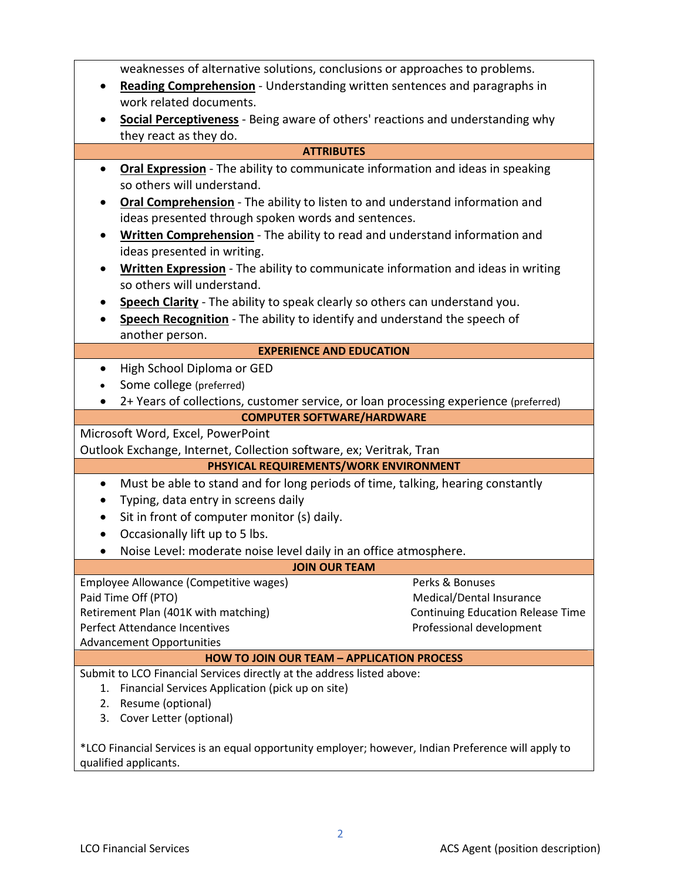weaknesses of alternative solutions, conclusions or approaches to problems.

- **Reading Comprehension** - Understanding written sentences and paragraphs in work related documents.
- **Social Perceptiveness** - Being aware of others' reactions and understanding why they react as they do.

## ATTRIBUTES

- **Oral Expression** - The ability to communicate information and ideas in speaking so others will understand.
- **Oral Comprehension** - The ability to listen to and understand information and ideas presented through spoken words and sentences.
- **Written Comprehension** - The ability to read and understand information and ideas presented in writing.
- **Written Expression** - The ability to communicate information and ideas in writing so others will understand.
- **Speech Clarity** - The ability to speak clearly so others can understand you.
- **Speech Recognition** - The ability to identify and understand the speech of another person.

## EXPERIENCE AND EDUCATION

- High School Diploma or GED
- Some college (preferred)
- 2+ Years of collections, customer service, or loan processing experience (preferred)

## COMPUTER SOFTWARE/HARDWARE

Microsoft Word, Excel, PowerPoint
Outlook Exchange, Internet, Collection software, ex; Veritrak, Tran

## PHSYICAL REQUIREMENTS/WORK ENVIRONMENT

- Must be able to stand and for long periods of time, talking, hearing constantly
- Typing, data entry in screens daily
- Sit in front of computer monitor (s) daily.
- Occasionally lift up to 5 lbs.
- Noise Level: moderate noise level daily in an office atmosphere.

## JOIN OUR TEAM

| | |
|---|---|
| Employee Allowance (Competitive wages) | Perks & Bonuses |
| Paid Time Off (PTO) | Medical/Dental Insurance |
| Retirement Plan (401K with matching) | Continuing Education Release Time |
| Perfect Attendance Incentives | Professional development |
| Advancement Opportunities | |

## HOW TO JOIN OUR TEAM – APPLICATION PROCESS

Submit to LCO Financial Services directly at the address listed above:

1. Financial Services Application (pick up on site)
2. Resume (optional)
3. Cover Letter (optional)

*LCO Financial Services is an equal opportunity employer; however, Indian Preference will apply to qualified applicants.